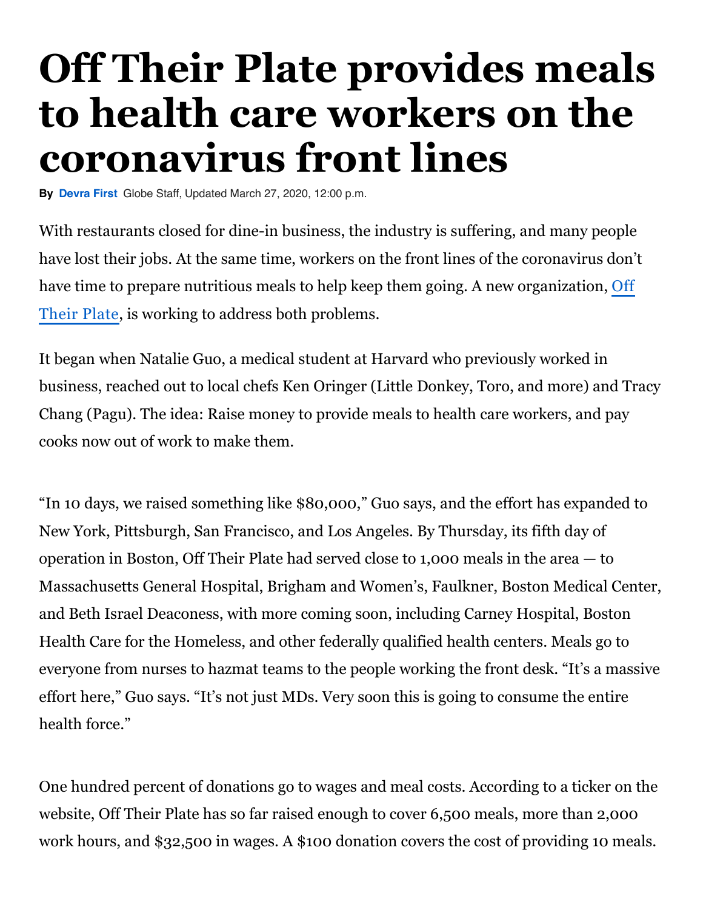# Off Their Plate provides meals to health care workers on the coronavirus front lines

**By** Devra First Globe Staff, Updated March 27, 2020, 12:00 p.m.

With restaurants closed for dine-in business, the industry is suffering, and many people have lost their jobs. At the same time, workers on the front lines of the coronavirus don't have time to prepare nutritious meals to help keep them going. A new organization, Off Their Plate, is working to address both problems.

It began when Natalie Guo, a medical student at Harvard who previously worked in business, reached out to local chefs Ken Oringer (Little Donkey, Toro, and more) and Tracy Chang (Pagu). The idea: Raise money to provide meals to health care workers, and pay cooks now out of work to make them.

"In 10 days, we raised something like $80,000," Guo says, and the effort has expanded to New York, Pittsburgh, San Francisco, and Los Angeles. By Thursday, its fifth day of operation in Boston, Off Their Plate had served close to 1,000 meals in the area — to Massachusetts General Hospital, Brigham and Women's, Faulkner, Boston Medical Center, and Beth Israel Deaconess, with more coming soon, including Carney Hospital, Boston Health Care for the Homeless, and other federally qualified health centers. Meals go to everyone from nurses to hazmat teams to the people working the front desk. "It's a massive effort here," Guo says. "It's not just MDs. Very soon this is going to consume the entire health force."

One hundred percent of donations go to wages and meal costs. According to a ticker on the website, Off Their Plate has so far raised enough to cover 6,500 meals, more than 2,000 work hours, and $32,500 in wages. A $100 donation covers the cost of providing 10 meals.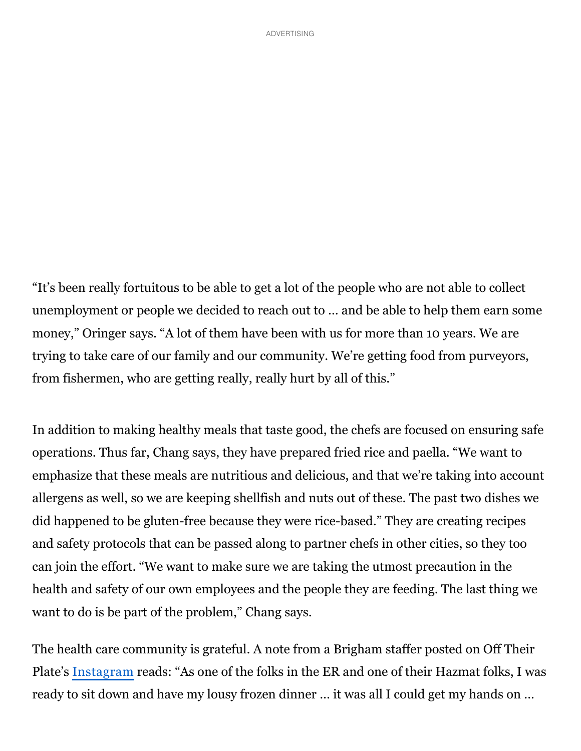"It's been really fortuitous to be able to get a lot of the people who are not able to collect unemployment or people we decided to reach out to … and be able to help them earn some money," Oringer says. "A lot of them have been with us for more than 10 years. We are trying to take care of our family and our community. We're getting food from purveyors, from fishermen, who are getting really, really hurt by all of this."

In addition to making healthy meals that taste good, the chefs are focused on ensuring safe operations. Thus far, Chang says, they have prepared fried rice and paella. "We want to emphasize that these meals are nutritious and delicious, and that we're taking into account allergens as well, so we are keeping shellfish and nuts out of these. The past two dishes we did happened to be gluten-free because they were rice-based." They are creating recipes and safety protocols that can be passed along to partner chefs in other cities, so they too can join the effort. "We want to make sure we are taking the utmost precaution in the health and safety of our own employees and the people they are feeding. The last thing we want to do is be part of the problem," Chang says.

The health care community is grateful. A note from a Brigham staffer posted on Off Their Plate's [Instagram] reads: "As one of the folks in the ER and one of their Hazmat folks, I was ready to sit down and have my lousy frozen dinner … it was all I could get my hands on …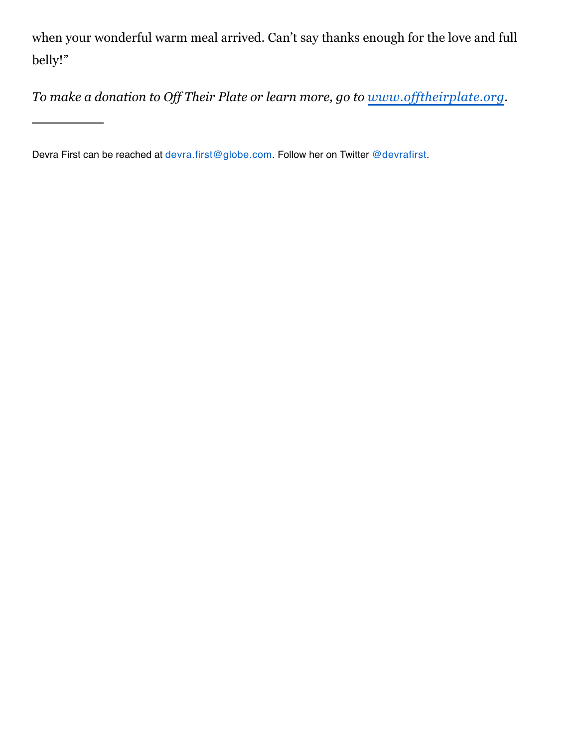when your wonderful warm meal arrived. Can't say thanks enough for the love and full belly!"

*To make a donation to Off Their Plate or learn more, go to [www.offtheirplate.org](http://www.offtheirplate.org).*

---

Devra First can be reached at devra.first@globe.com. Follow her on Twitter @devrafirst.